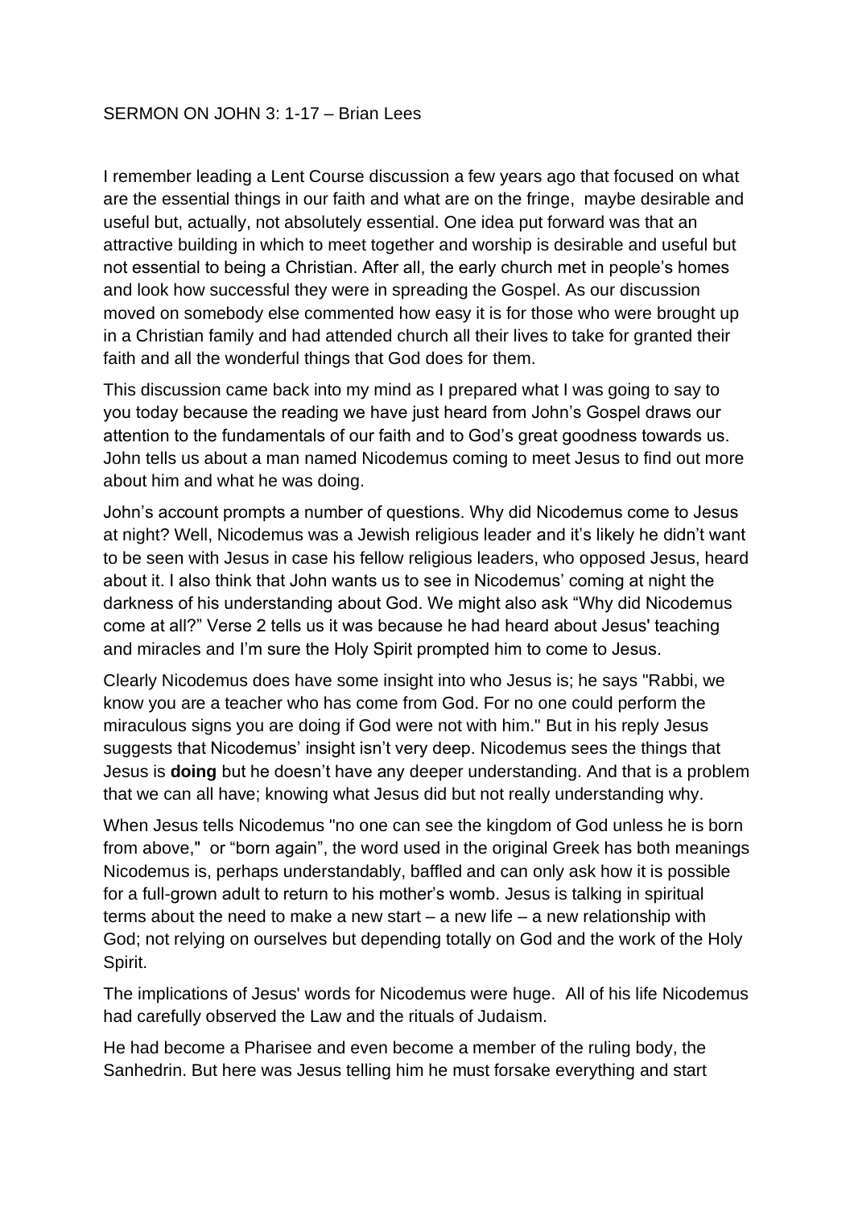SERMON ON JOHN 3: 1-17 – Brian Lees

I remember leading a Lent Course discussion a few years ago that focused on what are the essential things in our faith and what are on the fringe, maybe desirable and useful but, actually, not absolutely essential. One idea put forward was that an attractive building in which to meet together and worship is desirable and useful but not essential to being a Christian. After all, the early church met in people's homes and look how successful they were in spreading the Gospel. As our discussion moved on somebody else commented how easy it is for those who were brought up in a Christian family and had attended church all their lives to take for granted their faith and all the wonderful things that God does for them.

This discussion came back into my mind as I prepared what I was going to say to you today because the reading we have just heard from John's Gospel draws our attention to the fundamentals of our faith and to God's great goodness towards us. John tells us about a man named Nicodemus coming to meet Jesus to find out more about him and what he was doing.

John's account prompts a number of questions. Why did Nicodemus come to Jesus at night? Well, Nicodemus was a Jewish religious leader and it's likely he didn't want to be seen with Jesus in case his fellow religious leaders, who opposed Jesus, heard about it. I also think that John wants us to see in Nicodemus' coming at night the darkness of his understanding about God. We might also ask "Why did Nicodemus come at all?" Verse 2 tells us it was because he had heard about Jesus' teaching and miracles and I'm sure the Holy Spirit prompted him to come to Jesus.

Clearly Nicodemus does have some insight into who Jesus is; he says "Rabbi, we know you are a teacher who has come from God. For no one could perform the miraculous signs you are doing if God were not with him." But in his reply Jesus suggests that Nicodemus' insight isn't very deep. Nicodemus sees the things that Jesus is **doing** but he doesn't have any deeper understanding. And that is a problem that we can all have; knowing what Jesus did but not really understanding why.

When Jesus tells Nicodemus "no one can see the kingdom of God unless he is born from above," or "born again", the word used in the original Greek has both meanings Nicodemus is, perhaps understandably, baffled and can only ask how it is possible for a full-grown adult to return to his mother's womb. Jesus is talking in spiritual terms about the need to make a new start – a new life – a new relationship with God; not relying on ourselves but depending totally on God and the work of the Holy Spirit.

The implications of Jesus' words for Nicodemus were huge. All of his life Nicodemus had carefully observed the Law and the rituals of Judaism.

He had become a Pharisee and even become a member of the ruling body, the Sanhedrin. But here was Jesus telling him he must forsake everything and start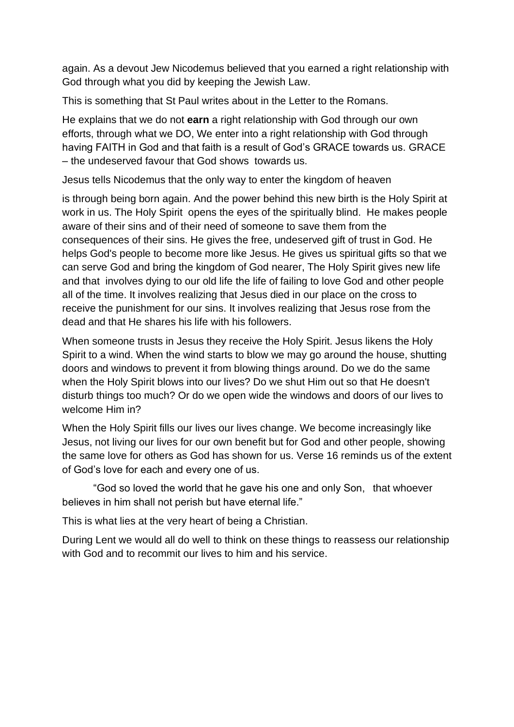again. As a devout Jew Nicodemus believed that you earned a right relationship with God through what you did by keeping the Jewish Law.

This is something that St Paul writes about in the Letter to the Romans.

He explains that we do not **earn** a right relationship with God through our own efforts, through what we DO, We enter into a right relationship with God through having FAITH in God and that faith is a result of God's GRACE towards us. GRACE – the undeserved favour that God shows towards us.

Jesus tells Nicodemus that the only way to enter the kingdom of heaven

is through being born again. And the power behind this new birth is the Holy Spirit at work in us. The Holy Spirit opens the eyes of the spiritually blind. He makes people aware of their sins and of their need of someone to save them from the consequences of their sins. He gives the free, undeserved gift of trust in God. He helps God's people to become more like Jesus. He gives us spiritual gifts so that we can serve God and bring the kingdom of God nearer, The Holy Spirit gives new life and that involves dying to our old life the life of failing to love God and other people all of the time. It involves realizing that Jesus died in our place on the cross to receive the punishment for our sins. It involves realizing that Jesus rose from the dead and that He shares his life with his followers.

When someone trusts in Jesus they receive the Holy Spirit. Jesus likens the Holy Spirit to a wind. When the wind starts to blow we may go around the house, shutting doors and windows to prevent it from blowing things around. Do we do the same when the Holy Spirit blows into our lives? Do we shut Him out so that He doesn't disturb things too much? Or do we open wide the windows and doors of our lives to welcome Him in?

When the Holy Spirit fills our lives our lives change. We become increasingly like Jesus, not living our lives for our own benefit but for God and other people, showing the same love for others as God has shown for us. Verse 16 reminds us of the extent of God's love for each and every one of us.

"God so loved the world that he gave his one and only Son, that whoever believes in him shall not perish but have eternal life."

This is what lies at the very heart of being a Christian.

During Lent we would all do well to think on these things to reassess our relationship with God and to recommit our lives to him and his service.